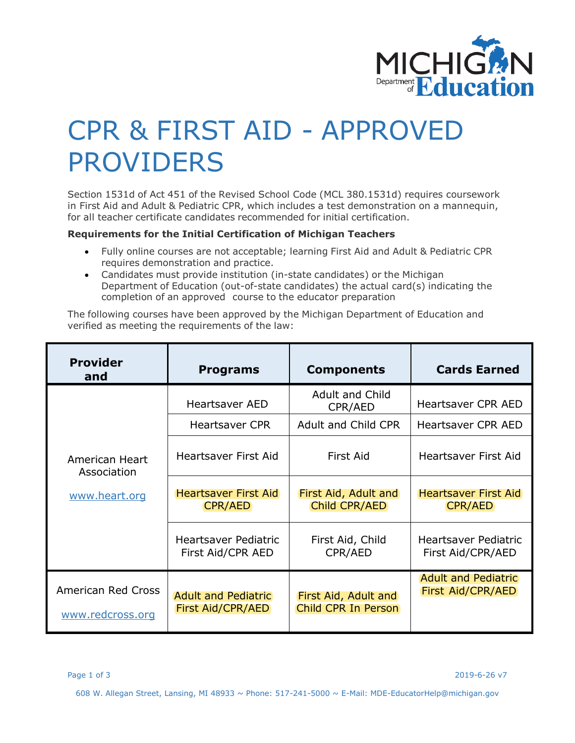# CPR & FIRST AID - APPROVED PROVIDERS

Section 1531d of Act 451 of the Revised School Code (MCL 380.1531d) requires coursework in First Aid and Adult & Pediatric CPR, which includes a test demonstration on a mannequin, for all teacher certificate candidates recommended for initial certification.

**Requirements for the Initial Certification of Michigan Teachers**

- Fully online courses are not acceptable; learning First Aid and Adult & Pediatric CPR requires demonstration and practice.
- Candidates must provide institution (in-state candidates) or the Michigan Department of Education (out-of-state candidates) the actual card(s) indicating the completion of an approved course to the educator preparation

The following courses have been approved by the Michigan Department of Education and verified as meeting the requirements of the law:

| Provider and | Programs | Components | Cards Earned |
|---|---|---|---|
| American Heart Association www.heart.org | Heartsaver AED | Adult and Child CPR/AED | Heartsaver CPR AED |
| | Heartsaver CPR | Adult and Child CPR | Heartsaver CPR AED |
| | Heartsaver First Aid | First Aid | Heartsaver First Aid |
| | Heartsaver First Aid CPR/AED | First Aid, Adult and Child CPR/AED | Heartsaver First Aid CPR/AED |
| | Heartsaver Pediatric First Aid/CPR AED | First Aid, Child CPR/AED | Heartsaver Pediatric First Aid/CPR/AED |
| American Red Cross www.redcross.org | Adult and Pediatric First Aid/CPR/AED | First Aid, Adult and Child CPR In Person | Adult and Pediatric First Aid/CPR/AED |

2019-6-26 v7

608 W. Allegan Street, Lansing, MI 48933 ~ Phone: 517-241-5000 ~ E-Mail: MDE-EducatorHelp@michigan.gov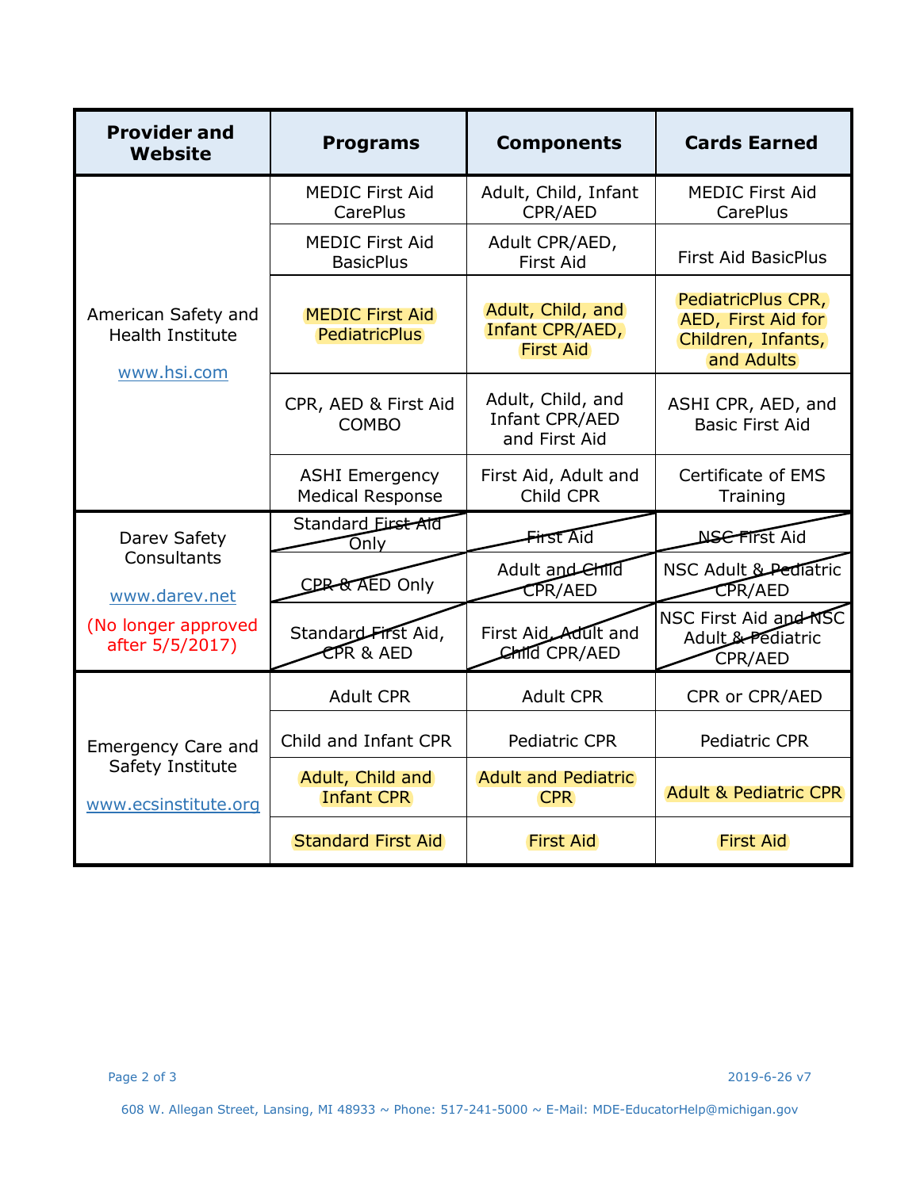| Provider and Website | Programs | Components | Cards Earned |
|---|---|---|---|
| American Safety and Health Institute www.hsi.com | MEDIC First Aid CarePlus | Adult, Child, Infant CPR/AED | MEDIC First Aid CarePlus |
| | MEDIC First Aid BasicPlus | Adult CPR/AED, First Aid | First Aid BasicPlus |
| | MEDIC First Aid PediatricPlus | Adult, Child, and Infant CPR/AED, First Aid | PediatricPlus CPR, AED, First Aid for Children, Infants, and Adults |
| | CPR, AED & First Aid COMBO | Adult, Child, and Infant CPR/AED and First Aid | ASHI CPR, AED, and Basic First Aid |
| | ASHI Emergency Medical Response | First Aid, Adult and Child CPR | Certificate of EMS Training |
| Darev Safety Consultants www.darev.net (No longer approved after 5/5/2017) | ~~Standard First Aid Only~~ | ~~First Aid~~ | ~~NSC First Aid~~ |
| | ~~CPR & AED Only~~ | ~~Adult and Child CPR/AED~~ | ~~NSC Adult & Pediatric CPR/AED~~ |
| | ~~Standard First Aid, CPR & AED~~ | ~~First Aid, Adult and Child CPR/AED~~ | ~~NSC First Aid and NSC Adult & Pediatric CPR/AED~~ |
| Emergency Care and Safety Institute www.ecsinstitute.org | Adult CPR | Adult CPR | CPR or CPR/AED |
| | Child and Infant CPR | Pediatric CPR | Pediatric CPR |
| | Adult, Child and Infant CPR | Adult and Pediatric CPR | Adult & Pediatric CPR |
| | Standard First Aid | First Aid | First Aid |

2019-6-26 v7

608 W. Allegan Street, Lansing, MI 48933 ~ Phone: 517-241-5000 ~ E-Mail: MDE-EducatorHelp@michigan.gov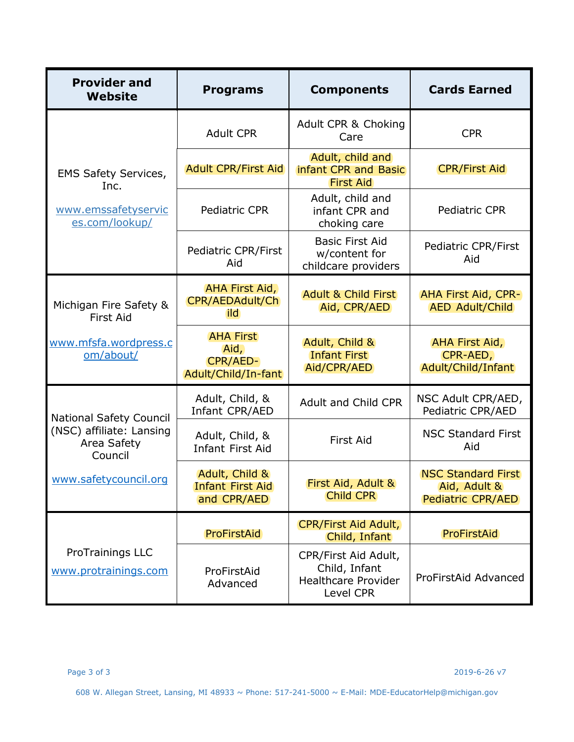| Provider and Website | Programs | Components | Cards Earned |
| --- | --- | --- | --- |
| EMS Safety Services, Inc. www.emssafetyservices.com/lookup/ | Adult CPR | Adult CPR & Choking Care | CPR |
| | Adult CPR/First Aid | Adult, child and infant CPR and Basic First Aid | CPR/First Aid |
| | Pediatric CPR | Adult, child and infant CPR and choking care | Pediatric CPR |
| | Pediatric CPR/First Aid | Basic First Aid w/content for childcare providers | Pediatric CPR/First Aid |
| Michigan Fire Safety & First Aid www.mfsfa.wordpress.com/about/ | AHA First Aid, CPR/AEDAdult/Child | Adult & Child First Aid, CPR/AED | AHA First Aid, CPR-AED Adult/Child |
| | AHA First Aid, CPR/AED-Adult/Child/In-fant | Adult, Child & Infant First Aid/CPR/AED | AHA First Aid, CPR-AED, Adult/Child/Infant |
| National Safety Council (NSC) affiliate: Lansing Area Safety Council www.safetycouncil.org | Adult, Child, & Infant CPR/AED | Adult and Child CPR | NSC Adult CPR/AED, Pediatric CPR/AED |
| | Adult, Child, & Infant First Aid | First Aid | NSC Standard First Aid |
| | Adult, Child & Infant First Aid and CPR/AED | First Aid, Adult & Child CPR | NSC Standard First Aid, Adult & Pediatric CPR/AED |
| ProTrainings LLC www.protrainings.com | ProFirstAid | CPR/First Aid Adult, Child, Infant | ProFirstAid |
| | ProFirstAid Advanced | CPR/First Aid Adult, Child, Infant Healthcare Provider Level CPR | ProFirstAid Advanced |

2019-6-26 v7

608 W. Allegan Street, Lansing, MI 48933 ~ Phone: 517-241-5000 ~ E-Mail: MDE-EducatorHelp@michigan.gov